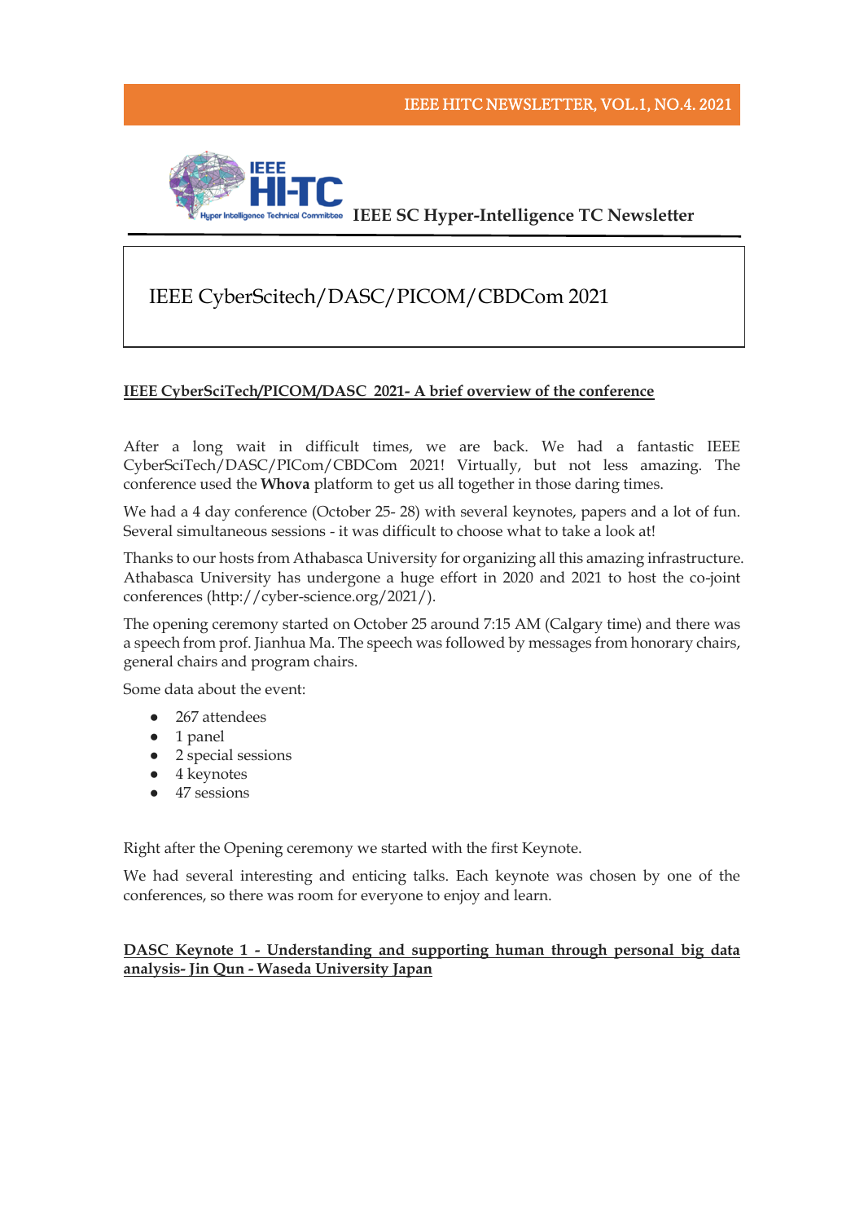IEEE SC Hyper-Intelligence TC Newsletter

# IEEE CyberScitech/DASC/PICOM/CBDCom 2021

## IEEE CyberSciTech/PICOM/DASC 2021- A brief overview of the conference

After a long wait in difficult times, we are back. We had a fantastic IEEE CyberSciTech/DASC/PICom/CBDCom 2021! Virtually, but not less amazing. The conference used the **Whova** platform to get us all together in those daring times.

We had a 4 day conference (October 25- 28) with several keynotes, papers and a lot of fun. Several simultaneous sessions - it was difficult to choose what to take a look at!

Thanks to our hosts from Athabasca University for organizing all this amazing infrastructure. Athabasca University has undergone a huge effort in 2020 and 2021 to host the co-joint conferences (http://cyber-science.org/2021/).

The opening ceremony started on October 25 around 7:15 AM (Calgary time) and there was a speech from prof. Jianhua Ma. The speech was followed by messages from honorary chairs, general chairs and program chairs.

Some data about the event:

- 267 attendees
- 1 panel
- 2 special sessions
- 4 keynotes
- 47 sessions

Right after the Opening ceremony we started with the first Keynote.

We had several interesting and enticing talks. Each keynote was chosen by one of the conferences, so there was room for everyone to enjoy and learn.

## DASC Keynote 1 - Understanding and supporting human through personal big data analysis- Jin Qun - Waseda University Japan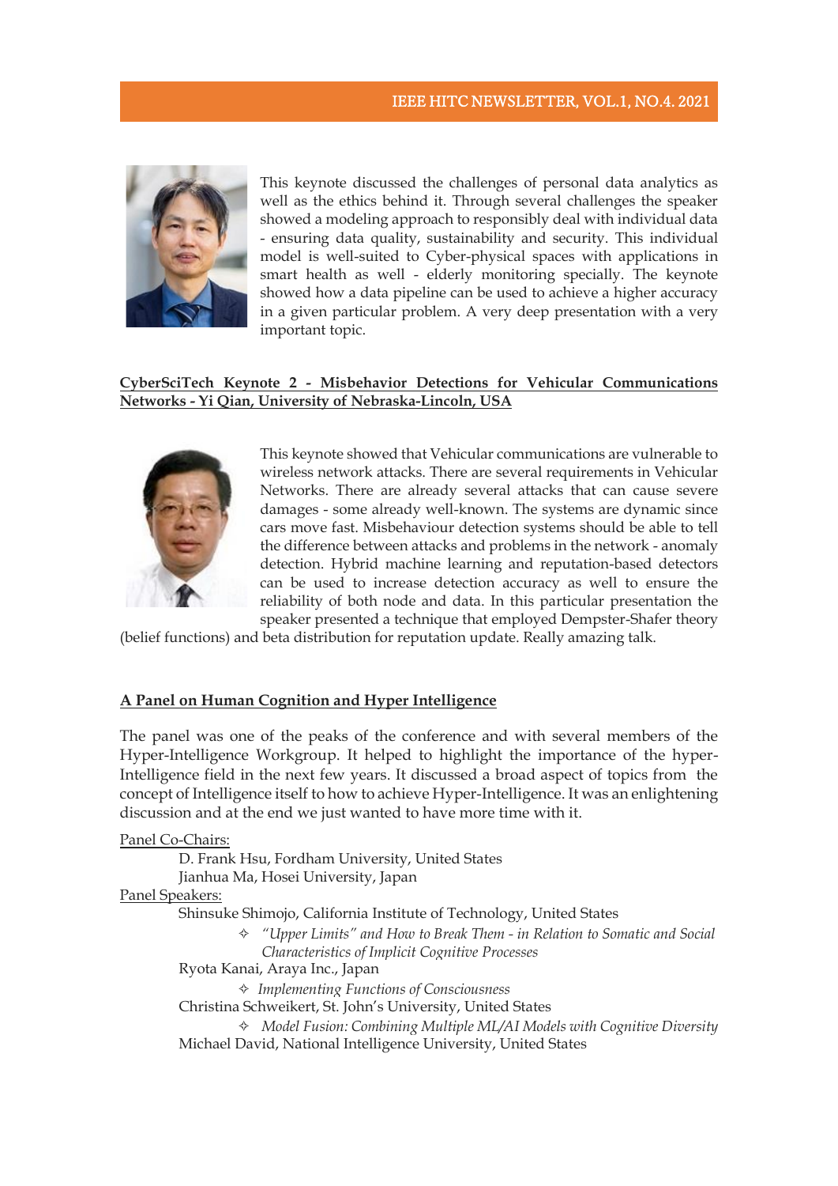This keynote discussed the challenges of personal data analytics as well as the ethics behind it. Through several challenges the speaker showed a modeling approach to responsibly deal with individual data - ensuring data quality, sustainability and security. This individual model is well-suited to Cyber-physical spaces with applications in smart health as well - elderly monitoring specially. The keynote showed how a data pipeline can be used to achieve a higher accuracy in a given particular problem. A very deep presentation with a very important topic.

**CyberSciTech Keynote 2 - Misbehavior Detections for Vehicular Communications Networks - Yi Qian, University of Nebraska-Lincoln, USA**

This keynote showed that Vehicular communications are vulnerable to wireless network attacks. There are several requirements in Vehicular Networks. There are already several attacks that can cause severe damages - some already well-known. The systems are dynamic since cars move fast. Misbehaviour detection systems should be able to tell the difference between attacks and problems in the network - anomaly detection. Hybrid machine learning and reputation-based detectors can be used to increase detection accuracy as well to ensure the reliability of both node and data. In this particular presentation the speaker presented a technique that employed Dempster-Shafer theory (belief functions) and beta distribution for reputation update. Really amazing talk.

**A Panel on Human Cognition and Hyper Intelligence**

The panel was one of the peaks of the conference and with several members of the Hyper-Intelligence Workgroup. It helped to highlight the importance of the hyper-Intelligence field in the next few years. It discussed a broad aspect of topics from the concept of Intelligence itself to how to achieve Hyper-Intelligence. It was an enlightening discussion and at the end we just wanted to have more time with it.

Panel Co-Chairs:

- D. Frank Hsu, Fordham University, United States
- Jianhua Ma, Hosei University, Japan

Panel Speakers:

- Shinsuke Shimojo, California Institute of Technology, United States
  - *"Upper Limits" and How to Break Them - in Relation to Somatic and Social Characteristics of Implicit Cognitive Processes*
- Ryota Kanai, Araya Inc., Japan
  - *Implementing Functions of Consciousness*
- Christina Schweikert, St. John's University, United States
  - *Model Fusion: Combining Multiple ML/AI Models with Cognitive Diversity*
- Michael David, National Intelligence University, United States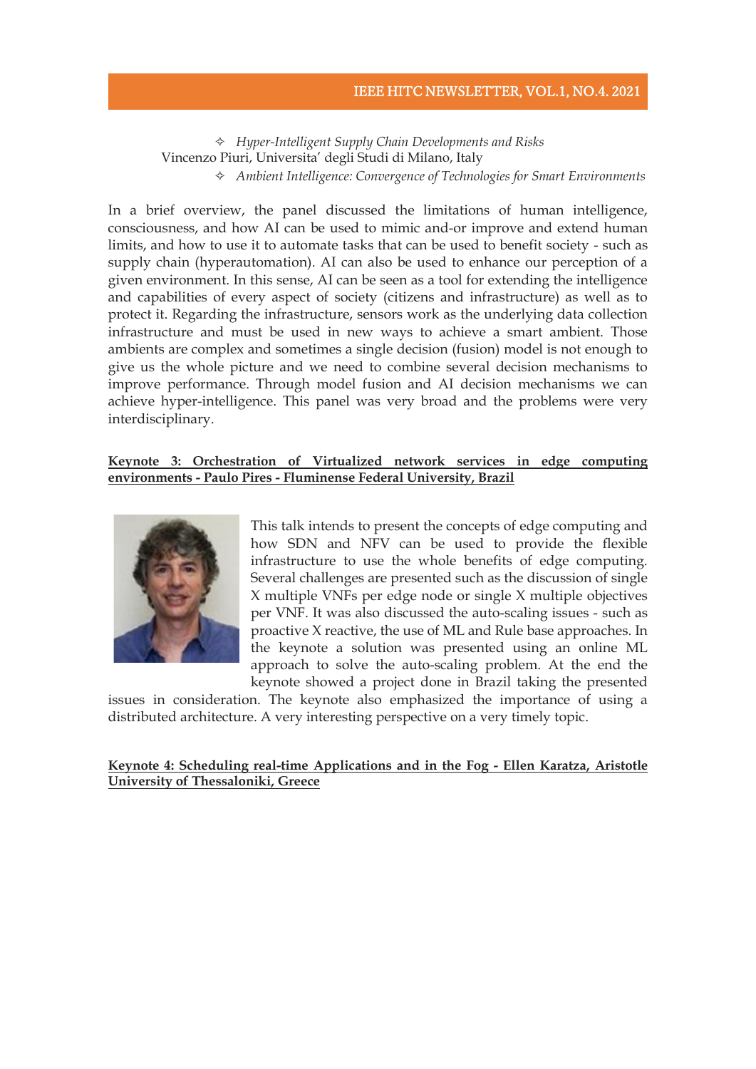- ✧ *Hyper-Intelligent Supply Chain Developments and Risks*

Vincenzo Piuri, Universita' degli Studi di Milano, Italy

- ✧ *Ambient Intelligence: Convergence of Technologies for Smart Environments*

In a brief overview, the panel discussed the limitations of human intelligence, consciousness, and how AI can be used to mimic and-or improve and extend human limits, and how to use it to automate tasks that can be used to benefit society - such as supply chain (hyperautomation). AI can also be used to enhance our perception of a given environment. In this sense, AI can be seen as a tool for extending the intelligence and capabilities of every aspect of society (citizens and infrastructure) as well as to protect it. Regarding the infrastructure, sensors work as the underlying data collection infrastructure and must be used in new ways to achieve a smart ambient. Those ambients are complex and sometimes a single decision (fusion) model is not enough to give us the whole picture and we need to combine several decision mechanisms to improve performance. Through model fusion and AI decision mechanisms we can achieve hyper-intelligence. This panel was very broad and the problems were very interdisciplinary.

**Keynote 3: Orchestration of Virtualized network services in edge computing environments - Paulo Pires - Fluminense Federal University, Brazil**

This talk intends to present the concepts of edge computing and how SDN and NFV can be used to provide the flexible infrastructure to use the whole benefits of edge computing. Several challenges are presented such as the discussion of single X multiple VNFs per edge node or single X multiple objectives per VNF. It was also discussed the auto-scaling issues - such as proactive X reactive, the use of ML and Rule base approaches. In the keynote a solution was presented using an online ML approach to solve the auto-scaling problem. At the end the keynote showed a project done in Brazil taking the presented issues in consideration. The keynote also emphasized the importance of using a distributed architecture. A very interesting perspective on a very timely topic.

**Keynote 4: Scheduling real-time Applications and in the Fog - Ellen Karatza, Aristotle University of Thessaloniki, Greece**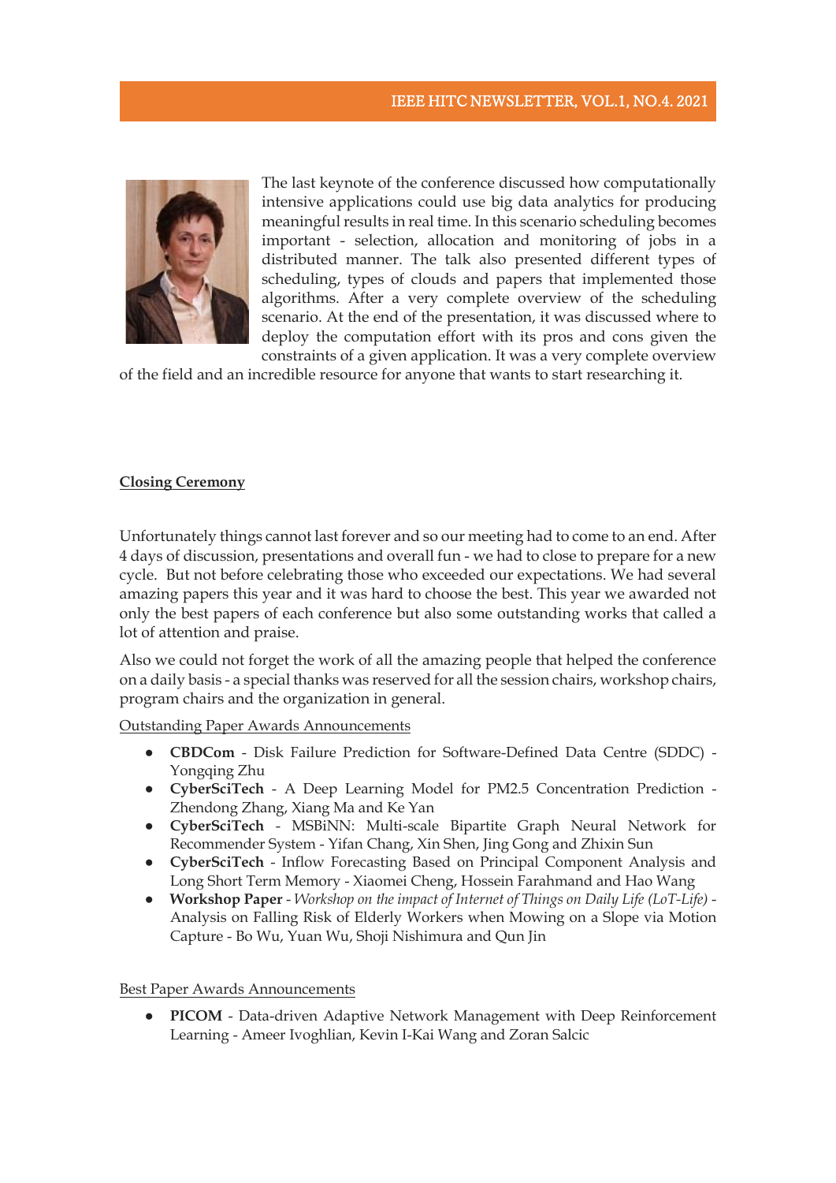The last keynote of the conference discussed how computationally intensive applications could use big data analytics for producing meaningful results in real time. In this scenario scheduling becomes important - selection, allocation and monitoring of jobs in a distributed manner. The talk also presented different types of scheduling, types of clouds and papers that implemented those algorithms. After a very complete overview of the scheduling scenario. At the end of the presentation, it was discussed where to deploy the computation effort with its pros and cons given the constraints of a given application. It was a very complete overview of the field and an incredible resource for anyone that wants to start researching it.

## Closing Ceremony

Unfortunately things cannot last forever and so our meeting had to come to an end. After 4 days of discussion, presentations and overall fun - we had to close to prepare for a new cycle. But not before celebrating those who exceeded our expectations. We had several amazing papers this year and it was hard to choose the best. This year we awarded not only the best papers of each conference but also some outstanding works that called a lot of attention and praise.

Also we could not forget the work of all the amazing people that helped the conference on a daily basis - a special thanks was reserved for all the session chairs, workshop chairs, program chairs and the organization in general.

### Outstanding Paper Awards Announcements

- **CBDCom** - Disk Failure Prediction for Software-Defined Data Centre (SDDC) - Yongqing Zhu
- **CyberSciTech** - A Deep Learning Model for PM2.5 Concentration Prediction - Zhendong Zhang, Xiang Ma and Ke Yan
- **CyberSciTech** - MSBiNN: Multi-scale Bipartite Graph Neural Network for Recommender System - Yifan Chang, Xin Shen, Jing Gong and Zhixin Sun
- **CyberSciTech** - Inflow Forecasting Based on Principal Component Analysis and Long Short Term Memory - Xiaomei Cheng, Hossein Farahmand and Hao Wang
- **Workshop Paper** - *Workshop on the impact of Internet of Things on Daily Life (LoT-Life)* - Analysis on Falling Risk of Elderly Workers when Mowing on a Slope via Motion Capture - Bo Wu, Yuan Wu, Shoji Nishimura and Qun Jin

### Best Paper Awards Announcements

- **PICOM** - Data-driven Adaptive Network Management with Deep Reinforcement Learning - Ameer Ivoghlian, Kevin I-Kai Wang and Zoran Salcic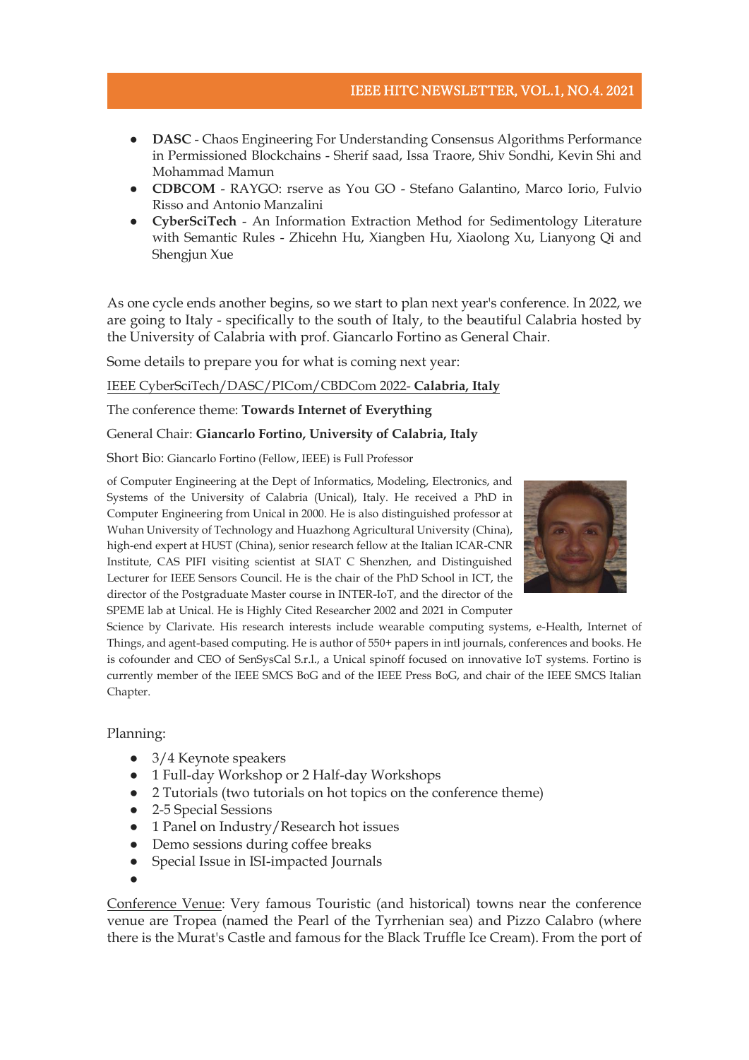- **DASC** - Chaos Engineering For Understanding Consensus Algorithms Performance in Permissioned Blockchains - Sherif saad, Issa Traore, Shiv Sondhi, Kevin Shi and Mohammad Mamun
- **CDBCOM** - RAYGO: rserve as You GO - Stefano Galantino, Marco Iorio, Fulvio Risso and Antonio Manzalini
- **CyberSciTech** - An Information Extraction Method for Sedimentology Literature with Semantic Rules - Zhicehn Hu, Xiangben Hu, Xiaolong Xu, Lianyong Qi and Shengjun Xue

As one cycle ends another begins, so we start to plan next year's conference. In 2022, we are going to Italy - specifically to the south of Italy, to the beautiful Calabria hosted by the University of Calabria with prof. Giancarlo Fortino as General Chair.

Some details to prepare you for what is coming next year:

IEEE CyberSciTech/DASC/PICom/CBDCom 2022- **Calabria, Italy**

The conference theme: **Towards Internet of Everything**

General Chair: **Giancarlo Fortino, University of Calabria, Italy**

Short Bio: Giancarlo Fortino (Fellow, IEEE) is Full Professor of Computer Engineering at the Dept of Informatics, Modeling, Electronics, and Systems of the University of Calabria (Unical), Italy. He received a PhD in Computer Engineering from Unical in 2000. He is also distinguished professor at Wuhan University of Technology and Huazhong Agricultural University (China), high-end expert at HUST (China), senior research fellow at the Italian ICAR-CNR Institute, CAS PIFI visiting scientist at SIAT C Shenzhen, and Distinguished Lecturer for IEEE Sensors Council. He is the chair of the PhD School in ICT, the director of the Postgraduate Master course in INTER-IoT, and the director of the SPEME lab at Unical. He is Highly Cited Researcher 2002 and 2021 in Computer Science by Clarivate. His research interests include wearable computing systems, e-Health, Internet of Things, and agent-based computing. He is author of 550+ papers in intl journals, conferences and books. He is cofounder and CEO of SenSysCal S.r.l., a Unical spinoff focused on innovative IoT systems. Fortino is currently member of the IEEE SMCS BoG and of the IEEE Press BoG, and chair of the IEEE SMCS Italian Chapter.

Planning:

- 3/4 Keynote speakers
- 1 Full-day Workshop or 2 Half-day Workshops
- 2 Tutorials (two tutorials on hot topics on the conference theme)
- 2-5 Special Sessions
- 1 Panel on Industry/Research hot issues
- Demo sessions during coffee breaks
- Special Issue in ISI-impacted Journals

Conference Venue: Very famous Touristic (and historical) towns near the conference venue are Tropea (named the Pearl of the Tyrrhenian sea) and Pizzo Calabro (where there is the Murat's Castle and famous for the Black Truffle Ice Cream). From the port of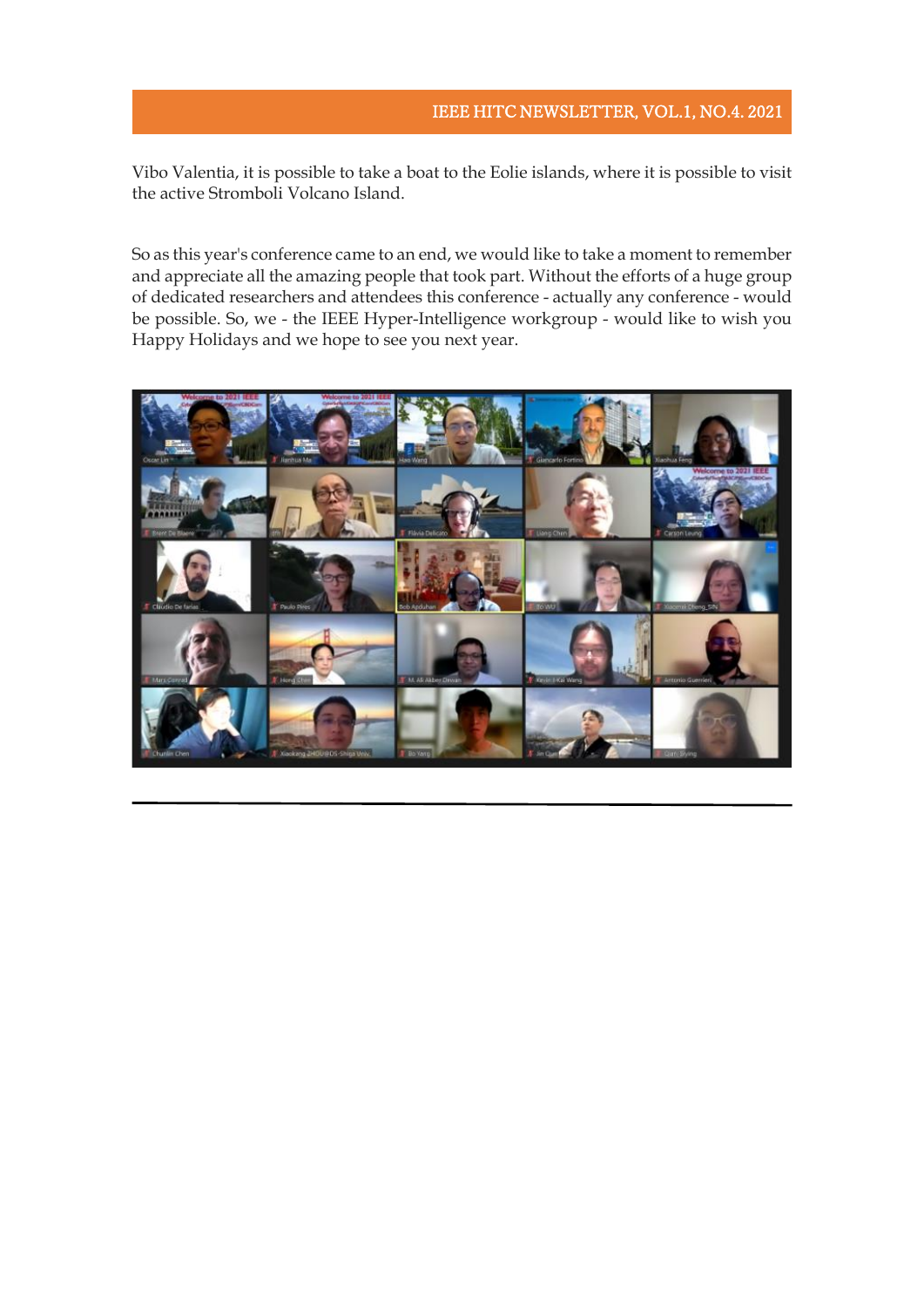Vibo Valentia, it is possible to take a boat to the Eolie islands, where it is possible to visit the active Stromboli Volcano Island.

So as this year's conference came to an end, we would like to take a moment to remember and appreciate all the amazing people that took part. Without the efforts of a huge group of dedicated researchers and attendees this conference - actually any conference - would be possible. So, we - the IEEE Hyper-Intelligence workgroup - would like to wish you Happy Holidays and we hope to see you next year.